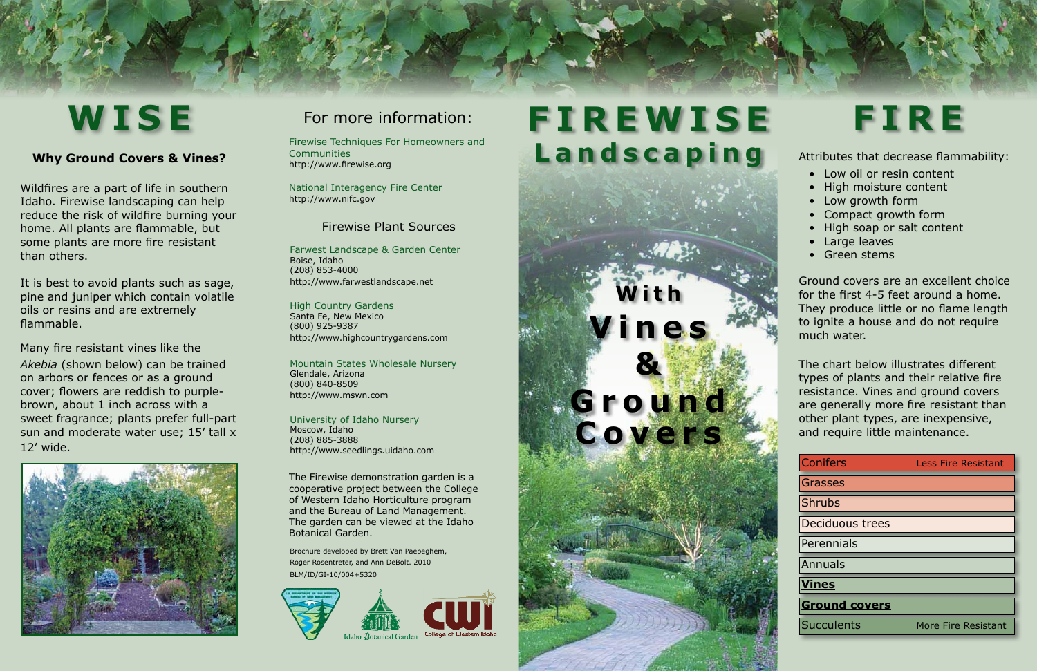# WISE

### Why Ground Covers & Vines?

Wildfires are a part of life in southern Idaho. Firewise landscaping can help reduce the risk of wildfire burning your home. All plants are flammable, but some plants are more fire resistant than others.

It is best to avoid plants such as sage, pine and juniper which contain volatile oils or resins and are extremely flammable.

Many fire resistant vines like the *Akebia* (shown below) can be trained on arbors or fences or as a ground cover; flowers are reddish to purple-brown, about 1 inch across with a sweet fragrance; plants prefer full-part sun and moderate water use; 15′ tall x 12′ wide.

## For more information:

Firewise Techniques For Homeowners and Communities
http://www.firewise.org

National Interagency Fire Center
http://www.nifc.gov

### Firewise Plant Sources

Farwest Landscape & Garden Center
Boise, Idaho
(208) 853-4000
http://www.farwestlandscape.net

High Country Gardens
Santa Fe, New Mexico
(800) 925-9387
http://www.highcountrygardens.com

Mountain States Wholesale Nursery
Glendale, Arizona
(800) 840-8509
http://www.mswn.com

University of Idaho Nursery
Moscow, Idaho
(208) 885-3888
http://www.seedlings.uidaho.com

The Firewise demonstration garden is a cooperative project between the College of Western Idaho Horticulture program and the Bureau of Land Management. The garden can be viewed at the Idaho Botanical Garden.

Brochure developed by Brett Van Paepeghem, Roger Rosentreter, and Ann DeBolt. 2010
BLM/ID/GI-10/004+5320

Idaho Botanical Garden

College of Western Idaho

# FIREWISE Landscaping

## With Vines & Ground Covers

# FIRE

Attributes that decrease flammability:

- Low oil or resin content
- High moisture content
- Low growth form
- Compact growth form
- High soap or salt content
- Large leaves
- Green stems

Ground covers are an excellent choice for the first 4-5 feet around a home. They produce little or no flame length to ignite a house and do not require much water.

The chart below illustrates different types of plants and their relative fire resistance. Vines and ground covers are generally more fire resistant than other plant types, are inexpensive, and require little maintenance.

| Plant type | Fire resistance |
|---|---|
| Conifers | Less Fire Resistant |
| Grasses | |
| Shrubs | |
| Deciduous trees | |
| Perennials | |
| Annuals | |
| **Vines** | |
| **Ground covers** | |
| Succulents | More Fire Resistant |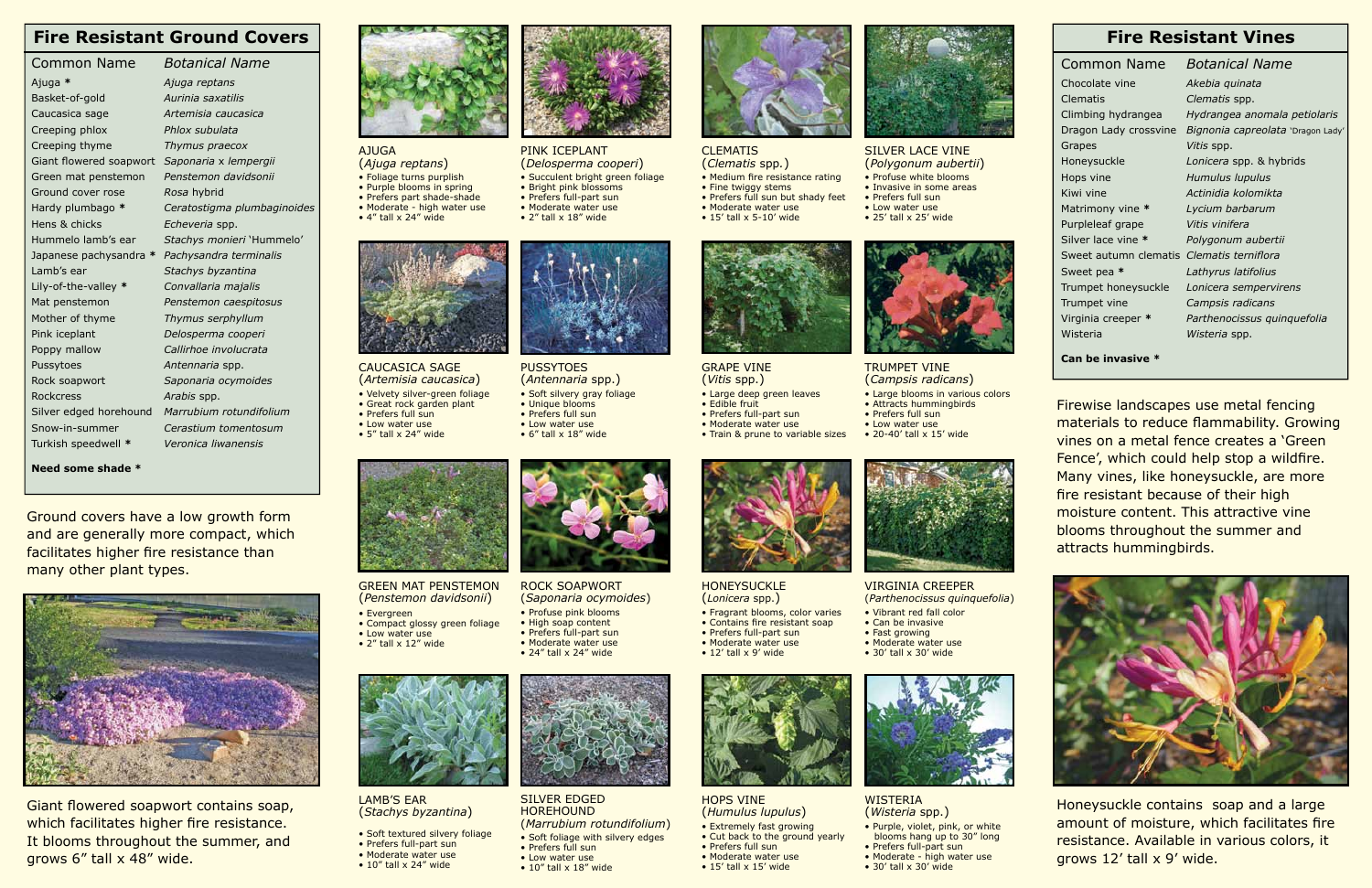## Fire Resistant Ground Covers

| Common Name | Botanical Name |
|---|---|
| Ajuga * | *Ajuga reptans* |
| Basket-of-gold | *Aurinia saxatilis* |
| Caucasica sage | *Artemisia caucasica* |
| Creeping phlox | *Phlox subulata* |
| Creeping thyme | *Thymus praecox* |
| Giant flowered soapwort | *Saponaria x lempergii* |
| Green mat penstemon | *Penstemon davidsonii* |
| Ground cover rose | *Rosa* hybrid |
| Hardy plumbago * | *Ceratostigma plumbaginoides* |
| Hens & chicks | *Echeveria* spp. |
| Hummelo lamb's ear | *Stachys monieri* 'Hummelo' |
| Japanese pachysandra * | *Pachysandra terminalis* |
| Lamb's ear | *Stachys byzantina* |
| Lily-of-the-valley * | *Convallaria majalis* |
| Mat penstemon | *Penstemon caespitosus* |
| Mother of thyme | *Thymus serphyllum* |
| Pink iceplant | *Delosperma cooperi* |
| Poppy mallow | *Callirhoe involucrata* |
| Pussytoes | *Antennaria* spp. |
| Rock soapwort | *Saponaria ocymoides* |
| Rockcress | *Arabis* spp. |
| Silver edged horehound | *Marrubium rotundifolium* |
| Snow-in-summer | *Cerastium tomentosum* |
| Turkish speedwell * | *Veronica liwanensis* |

**Need some shade ***

Ground covers have a low growth form and are generally more compact, which facilitates higher fire resistance than many other plant types.

Giant flowered soapwort contains soap, which facilitates higher fire resistance. It blooms throughout the summer, and grows 6" tall x 48" wide.

AJUGA
(*Ajuga reptans*)
- Foliage turns purplish
- Purple blooms in spring
- Prefers part shade-shade
- Moderate - high water use
- 4" tall x 24" wide

PINK ICEPLANT
(*Delosperma cooperi*)
- Succulent bright green foliage
- Bright pink blossoms
- Prefers full-part sun
- Moderate water use
- 2" tall x 18" wide

CAUCASICA SAGE
(*Artemisia caucasica*)
- Velvety silver-green foliage
- Great rock garden plant
- Prefers full sun
- Low water use
- 5" tall x 24" wide

PUSSYTOES
(*Antennaria* spp.)
- Soft silvery gray foliage
- Unique blooms
- Prefers full sun
- Low water use
- 6" tall x 18" wide

GREEN MAT PENSTEMON
(*Penstemon davidsonii*)
- Evergreen
- Compact glossy green foliage
- Low water use
- 2" tall x 12" wide

ROCK SOAPWORT
(*Saponaria ocymoides*)
- Profuse pink blooms
- High soap content
- Prefers full-part sun
- Moderate water use
- 24" tall x 24" wide

LAMB'S EAR
(*Stachys byzantina*)
- Soft textured silvery foliage
- Prefers full-part sun
- Moderate water use
- 10" tall x 24" wide

SILVER EDGED HOREHOUND
(*Marrubium rotundifolium*)
- Soft foliage with silvery edges
- Prefers full sun
- Low water use
- 10" tall x 18" wide

CLEMATIS
(*Clematis* spp.)
- Medium fire resistance rating
- Fine twiggy stems
- Prefers full sun but shady feet
- Moderate water use
- 15' tall x 5-10' wide

SILVER LACE VINE
(*Polygonum aubertii*)
- Profuse white blooms
- Invasive in some areas
- Prefers full sun
- Low water use
- 25' tall x 25' wide

GRAPE VINE
(*Vitis* spp.)
- Large deep green leaves
- Edible fruit
- Prefers full-part sun
- Moderate water use
- Train & prune to variable sizes

TRUMPET VINE
(*Campsis radicans*)
- Large blooms in various colors
- Attracts hummingbirds
- Prefers full sun
- Low water use
- 20-40' tall x 15' wide

HONEYSUCKLE
(*Lonicera* spp.)
- Fragrant blooms, color varies
- Contains fire resistant soap
- Prefers full-part sun
- Moderate water use
- 12' tall x 9' wide

VIRGINIA CREEPER
(*Parthenocissus quinquefolia*)
- Vibrant red fall color
- Can be invasive
- Fast growing
- Moderate water use
- 30' tall x 30' wide

HOPS VINE
(*Humulus lupulus*)
- Extremely fast growing
- Cut back to the ground yearly
- Prefers full sun
- Moderate water use
- 15' tall x 15' wide

WISTERIA
(*Wisteria* spp.)
- Purple, violet, pink, or white blooms hang up to 30" long
- Prefers full-part sun
- Moderate - high water use
- 30' tall x 30' wide

## Fire Resistant Vines

| Common Name | Botanical Name |
|---|---|
| Chocolate vine | *Akebia quinata* |
| Clematis | *Clematis* spp. |
| Climbing hydrangea | *Hydrangea anomala petiolaris* |
| Dragon Lady crossvine | *Bignonia capreolata* 'Dragon Lady' |
| Grapes | *Vitis* spp. |
| Honeysuckle | *Lonicera* spp. & hybrids |
| Hops vine | *Humulus lupulus* |
| Kiwi vine | *Actinidia kolomikta* |
| Matrimony vine * | *Lycium barbarum* |
| Purpleleaf grape | *Vitis vinifera* |
| Silver lace vine * | *Polygonum aubertii* |
| Sweet autumn clematis | *Clematis terniflora* |
| Sweet pea * | *Lathyrus latifolius* |
| Trumpet honeysuckle | *Lonicera sempervirens* |
| Trumpet vine | *Campsis radicans* |
| Virginia creeper * | *Parthenocissus quinquefolia* |
| Wisteria | *Wisteria* spp. |

**Can be invasive ***

Firewise landscapes use metal fencing materials to reduce flammability. Growing vines on a metal fence creates a 'Green Fence', which could help stop a wildfire. Many vines, like honeysuckle, are more fire resistant because of their high moisture content. This attractive vine blooms throughout the summer and attracts hummingbirds.

Honeysuckle contains soap and a large amount of moisture, which facilitates fire resistance. Available in various colors, it grows 12' tall x 9' wide.